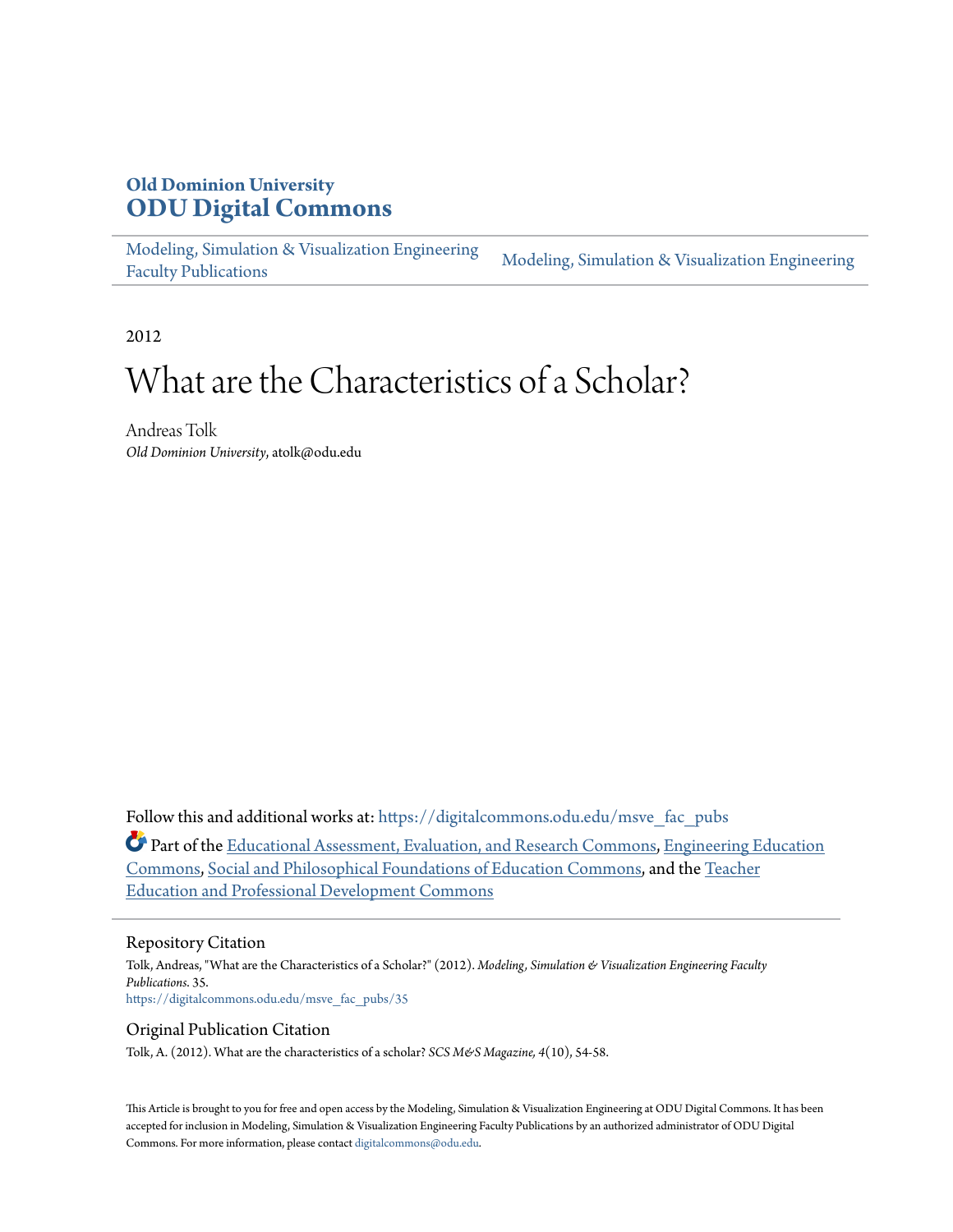**Old Dominion University**

# ODU Digital Commons

Modeling, Simulation & Visualization Engineering Faculty Publications | Modeling, Simulation & Visualization Engineering

2012

# What are the Characteristics of a Scholar?

Andreas Tolk
*Old Dominion University*, atolk@odu.edu

Follow this and additional works at: https://digitalcommons.odu.edu/msve_fac_pubs

Part of the Educational Assessment, Evaluation, and Research Commons, Engineering Education Commons, Social and Philosophical Foundations of Education Commons, and the Teacher Education and Professional Development Commons

## Repository Citation

Tolk, Andreas, "What are the Characteristics of a Scholar?" (2012). *Modeling, Simulation & Visualization Engineering Faculty Publications*. 35.
https://digitalcommons.odu.edu/msve_fac_pubs/35

## Original Publication Citation

Tolk, A. (2012). What are the characteristics of a scholar? *SCS M&S Magazine, 4*(10), 54-58.

This Article is brought to you for free and open access by the Modeling, Simulation & Visualization Engineering at ODU Digital Commons. It has been accepted for inclusion in Modeling, Simulation & Visualization Engineering Faculty Publications by an authorized administrator of ODU Digital Commons. For more information, please contact digitalcommons@odu.edu.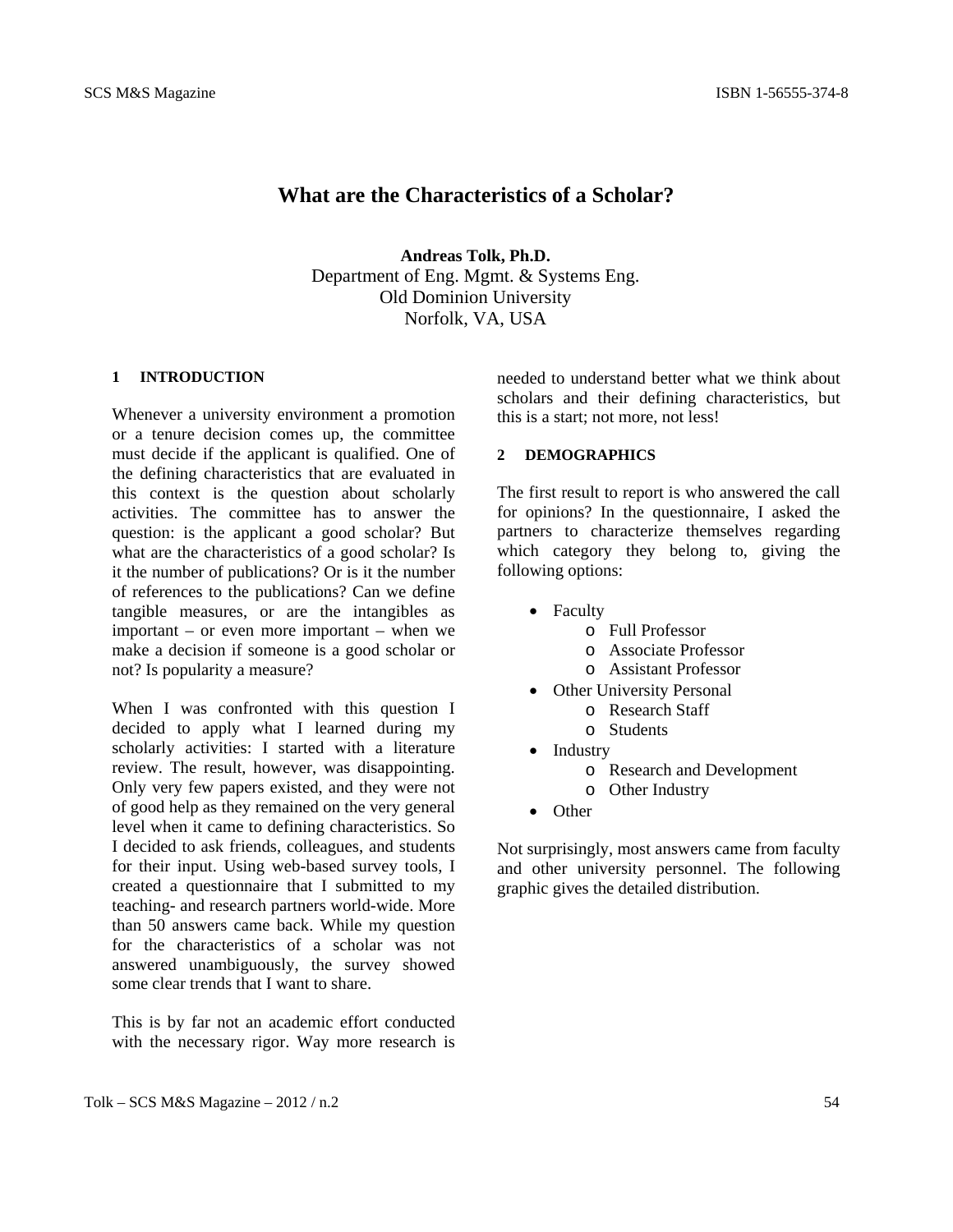# What are the Characteristics of a Scholar?

**Andreas Tolk, Ph.D.**
Department of Eng. Mgmt. & Systems Eng.
Old Dominion University
Norfolk, VA, USA

## 1 INTRODUCTION

Whenever a university environment a promotion or a tenure decision comes up, the committee must decide if the applicant is qualified. One of the defining characteristics that are evaluated in this context is the question about scholarly activities. The committee has to answer the question: is the applicant a good scholar? But what are the characteristics of a good scholar? Is it the number of publications? Or is it the number of references to the publications? Can we define tangible measures, or are the intangibles as important – or even more important – when we make a decision if someone is a good scholar or not? Is popularity a measure?

When I was confronted with this question I decided to apply what I learned during my scholarly activities: I started with a literature review. The result, however, was disappointing. Only very few papers existed, and they were not of good help as they remained on the very general level when it came to defining characteristics. So I decided to ask friends, colleagues, and students for their input. Using web-based survey tools, I created a questionnaire that I submitted to my teaching- and research partners world-wide. More than 50 answers came back. While my question for the characteristics of a scholar was not answered unambiguously, the survey showed some clear trends that I want to share.

This is by far not an academic effort conducted with the necessary rigor. Way more research is needed to understand better what we think about scholars and their defining characteristics, but this is a start; not more, not less!

## 2 DEMOGRAPHICS

The first result to report is who answered the call for opinions? In the questionnaire, I asked the partners to characterize themselves regarding which category they belong to, giving the following options:

- Faculty
    - Full Professor
    - Associate Professor
    - Assistant Professor
- Other University Personal
    - Research Staff
    - Students
- Industry
    - Research and Development
    - Other Industry
- Other

Not surprisingly, most answers came from faculty and other university personnel. The following graphic gives the detailed distribution.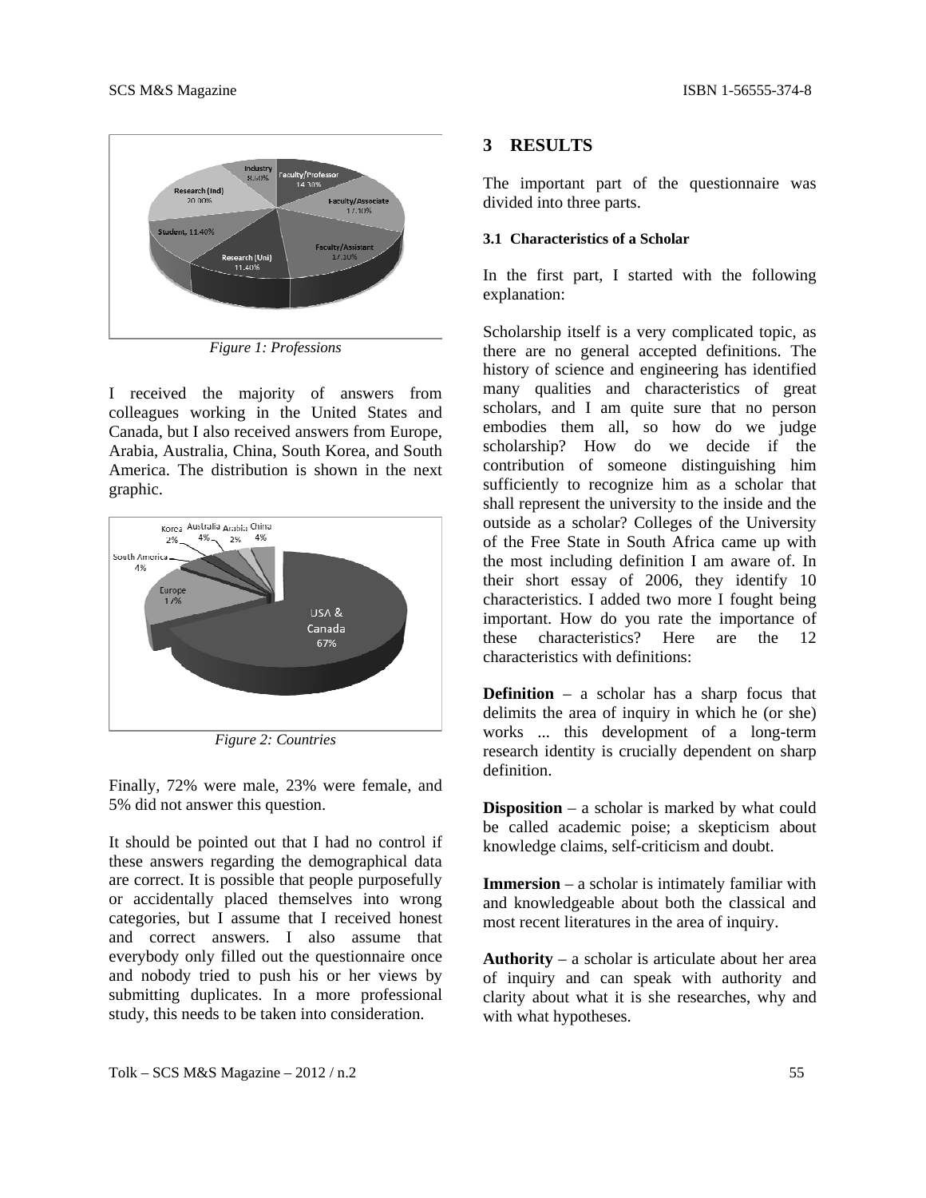*Figure 1: Professions*

I received the majority of answers from colleagues working in the United States and Canada, but I also received answers from Europe, Arabia, Australia, China, South Korea, and South America. The distribution is shown in the next graphic.

*Figure 2: Countries*

Finally, 72% were male, 23% were female, and 5% did not answer this question.

It should be pointed out that I had no control if these answers regarding the demographical data are correct. It is possible that people purposefully or accidentally placed themselves into wrong categories, but I assume that I received honest and correct answers. I also assume that everybody only filled out the questionnaire once and nobody tried to push his or her views by submitting duplicates. In a more professional study, this needs to be taken into consideration.

## 3 RESULTS

The important part of the questionnaire was divided into three parts.

### 3.1 Characteristics of a Scholar

In the first part, I started with the following explanation:

Scholarship itself is a very complicated topic, as there are no general accepted definitions. The history of science and engineering has identified many qualities and characteristics of great scholars, and I am quite sure that no person embodies them all, so how do we judge scholarship? How do we decide if the contribution of someone distinguishing him sufficiently to recognize him as a scholar that shall represent the university to the inside and the outside as a scholar? Colleges of the University of the Free State in South Africa came up with the most including definition I am aware of. In their short essay of 2006, they identify 10 characteristics. I added two more I fought being important. How do you rate the importance of these characteristics? Here are the 12 characteristics with definitions:

**Definition** – a scholar has a sharp focus that delimits the area of inquiry in which he (or she) works ... this development of a long-term research identity is crucially dependent on sharp definition.

**Disposition** – a scholar is marked by what could be called academic poise; a skepticism about knowledge claims, self-criticism and doubt.

**Immersion** – a scholar is intimately familiar with and knowledgeable about both the classical and most recent literatures in the area of inquiry.

**Authority** – a scholar is articulate about her area of inquiry and can speak with authority and clarity about what it is she researches, why and with what hypotheses.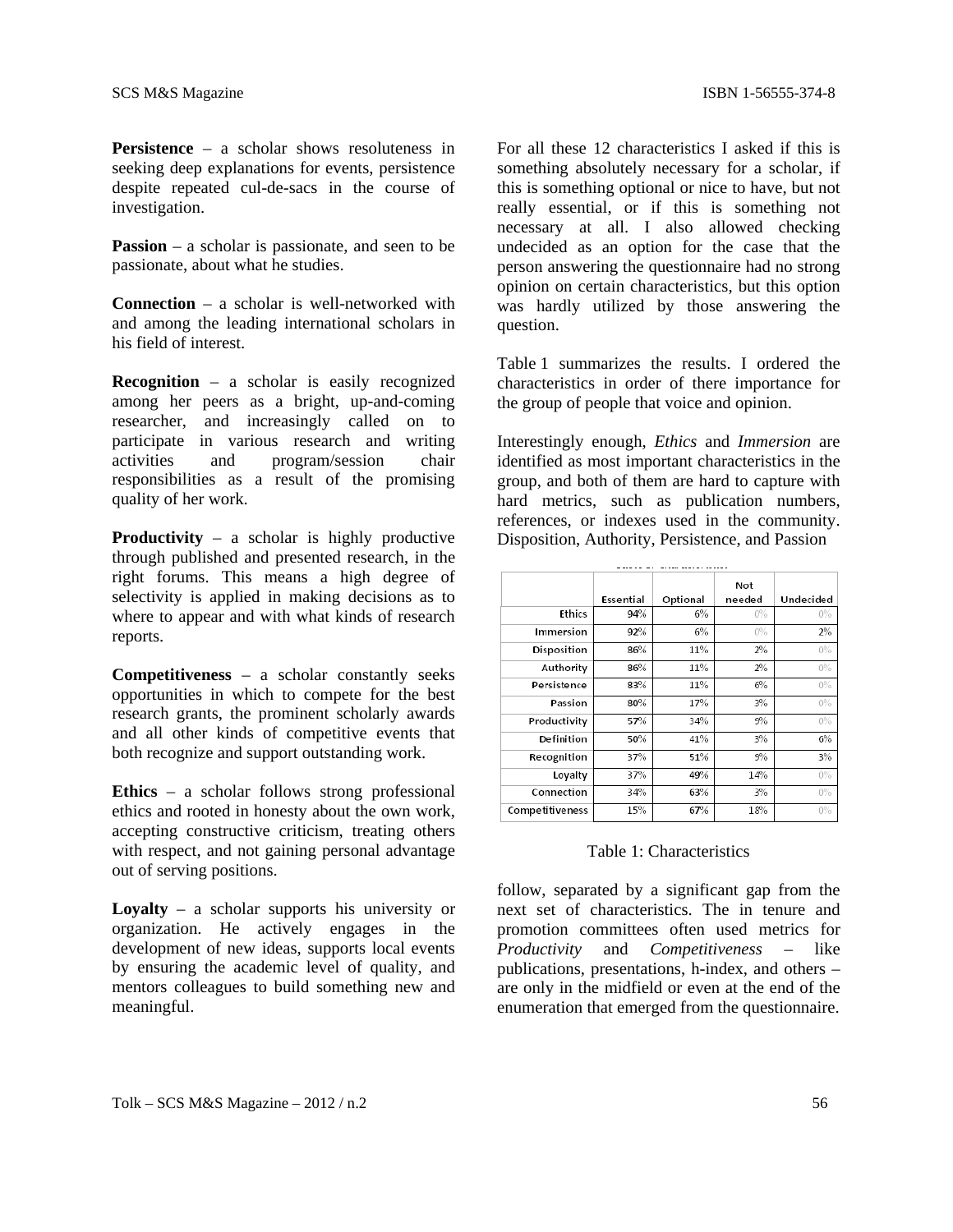**Persistence** – a scholar shows resoluteness in seeking deep explanations for events, persistence despite repeated cul-de-sacs in the course of investigation.

**Passion** – a scholar is passionate, and seen to be passionate, about what he studies.

**Connection** – a scholar is well-networked with and among the leading international scholars in his field of interest.

**Recognition** – a scholar is easily recognized among her peers as a bright, up-and-coming researcher, and increasingly called on to participate in various research and writing activities and program/session chair responsibilities as a result of the promising quality of her work.

**Productivity** – a scholar is highly productive through published and presented research, in the right forums. This means a high degree of selectivity is applied in making decisions as to where to appear and with what kinds of research reports.

**Competitiveness** – a scholar constantly seeks opportunities in which to compete for the best research grants, the prominent scholarly awards and all other kinds of competitive events that both recognize and support outstanding work.

**Ethics** – a scholar follows strong professional ethics and rooted in honesty about the own work, accepting constructive criticism, treating others with respect, and not gaining personal advantage out of serving positions.

**Loyalty** – a scholar supports his university or organization. He actively engages in the development of new ideas, supports local events by ensuring the academic level of quality, and mentors colleagues to build something new and meaningful.

For all these 12 characteristics I asked if this is something absolutely necessary for a scholar, if this is something optional or nice to have, but not really essential, or if this is something not necessary at all. I also allowed checking undecided as an option for the case that the person answering the questionnaire had no strong opinion on certain characteristics, but this option was hardly utilized by those answering the question.

Table 1 summarizes the results. I ordered the characteristics in order of there importance for the group of people that voice and opinion.

Interestingly enough, *Ethics* and *Immersion* are identified as most important characteristics in the group, and both of them are hard to capture with hard metrics, such as publication numbers, references, or indexes used in the community. Disposition, Authority, Persistence, and Passion follow, separated by a significant gap from the next set of characteristics. The in tenure and promotion committees often used metrics for *Productivity* and *Competitiveness* – like publications, presentations, h-index, and others – are only in the midfield or even at the end of the enumeration that emerged from the questionnaire.

| | Essential | Optional | Not needed | Undecided |
|---|---|---|---|---|
| Ethics | 94% | 6% | 0% | 0% |
| Immersion | 92% | 6% | 0% | 2% |
| Disposition | 86% | 11% | 2% | 0% |
| Authority | 86% | 11% | 2% | 0% |
| Persistence | 83% | 11% | 6% | 0% |
| Passion | 80% | 17% | 3% | 0% |
| Productivity | 57% | 34% | 9% | 0% |
| Definition | 50% | 41% | 3% | 6% |
| Recognition | 37% | 51% | 9% | 3% |
| Loyalty | 37% | 49% | 14% | 0% |
| Connection | 34% | 63% | 3% | 0% |
| Competitiveness | 15% | 67% | 18% | 0% |

Table 1: Characteristics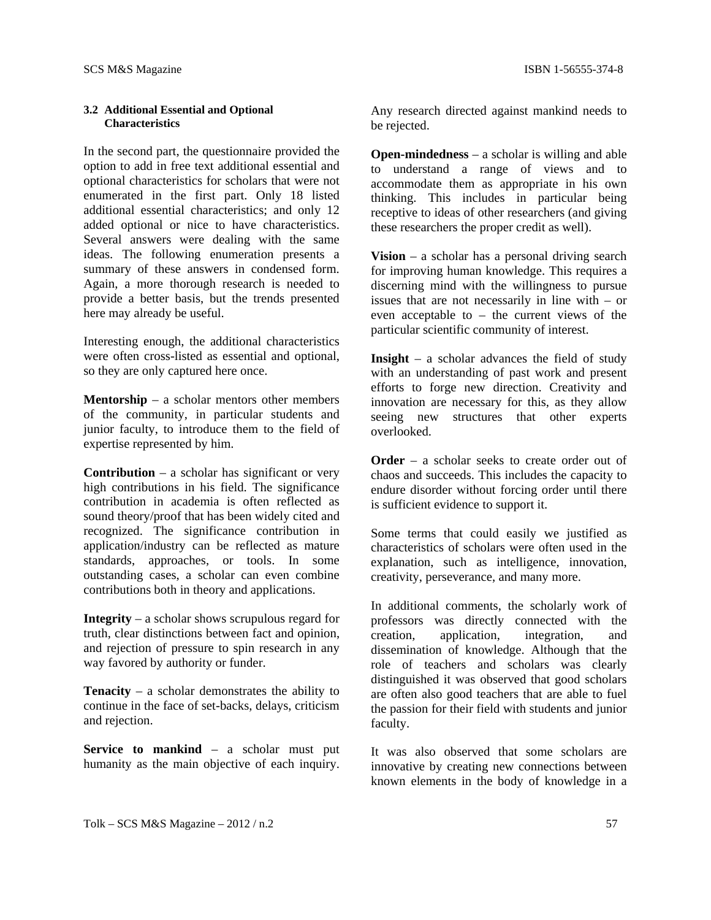### 3.2 Additional Essential and Optional Characteristics

In the second part, the questionnaire provided the option to add in free text additional essential and optional characteristics for scholars that were not enumerated in the first part. Only 18 listed additional essential characteristics; and only 12 added optional or nice to have characteristics. Several answers were dealing with the same ideas. The following enumeration presents a summary of these answers in condensed form. Again, a more thorough research is needed to provide a better basis, but the trends presented here may already be useful.

Interesting enough, the additional characteristics were often cross-listed as essential and optional, so they are only captured here once.

**Mentorship** – a scholar mentors other members of the community, in particular students and junior faculty, to introduce them to the field of expertise represented by him.

**Contribution** – a scholar has significant or very high contributions in his field. The significance contribution in academia is often reflected as sound theory/proof that has been widely cited and recognized. The significance contribution in application/industry can be reflected as mature standards, approaches, or tools. In some outstanding cases, a scholar can even combine contributions both in theory and applications.

**Integrity** – a scholar shows scrupulous regard for truth, clear distinctions between fact and opinion, and rejection of pressure to spin research in any way favored by authority or funder.

**Tenacity** – a scholar demonstrates the ability to continue in the face of set-backs, delays, criticism and rejection.

**Service to mankind** – a scholar must put humanity as the main objective of each inquiry. Any research directed against mankind needs to be rejected.

**Open-mindedness** – a scholar is willing and able to understand a range of views and to accommodate them as appropriate in his own thinking. This includes in particular being receptive to ideas of other researchers (and giving these researchers the proper credit as well).

**Vision** – a scholar has a personal driving search for improving human knowledge. This requires a discerning mind with the willingness to pursue issues that are not necessarily in line with – or even acceptable to – the current views of the particular scientific community of interest.

**Insight** – a scholar advances the field of study with an understanding of past work and present efforts to forge new direction. Creativity and innovation are necessary for this, as they allow seeing new structures that other experts overlooked.

**Order** – a scholar seeks to create order out of chaos and succeeds. This includes the capacity to endure disorder without forcing order until there is sufficient evidence to support it.

Some terms that could easily we justified as characteristics of scholars were often used in the explanation, such as intelligence, innovation, creativity, perseverance, and many more.

In additional comments, the scholarly work of professors was directly connected with the creation, application, integration, and dissemination of knowledge. Although that the role of teachers and scholars was clearly distinguished it was observed that good scholars are often also good teachers that are able to fuel the passion for their field with students and junior faculty.

It was also observed that some scholars are innovative by creating new connections between known elements in the body of knowledge in a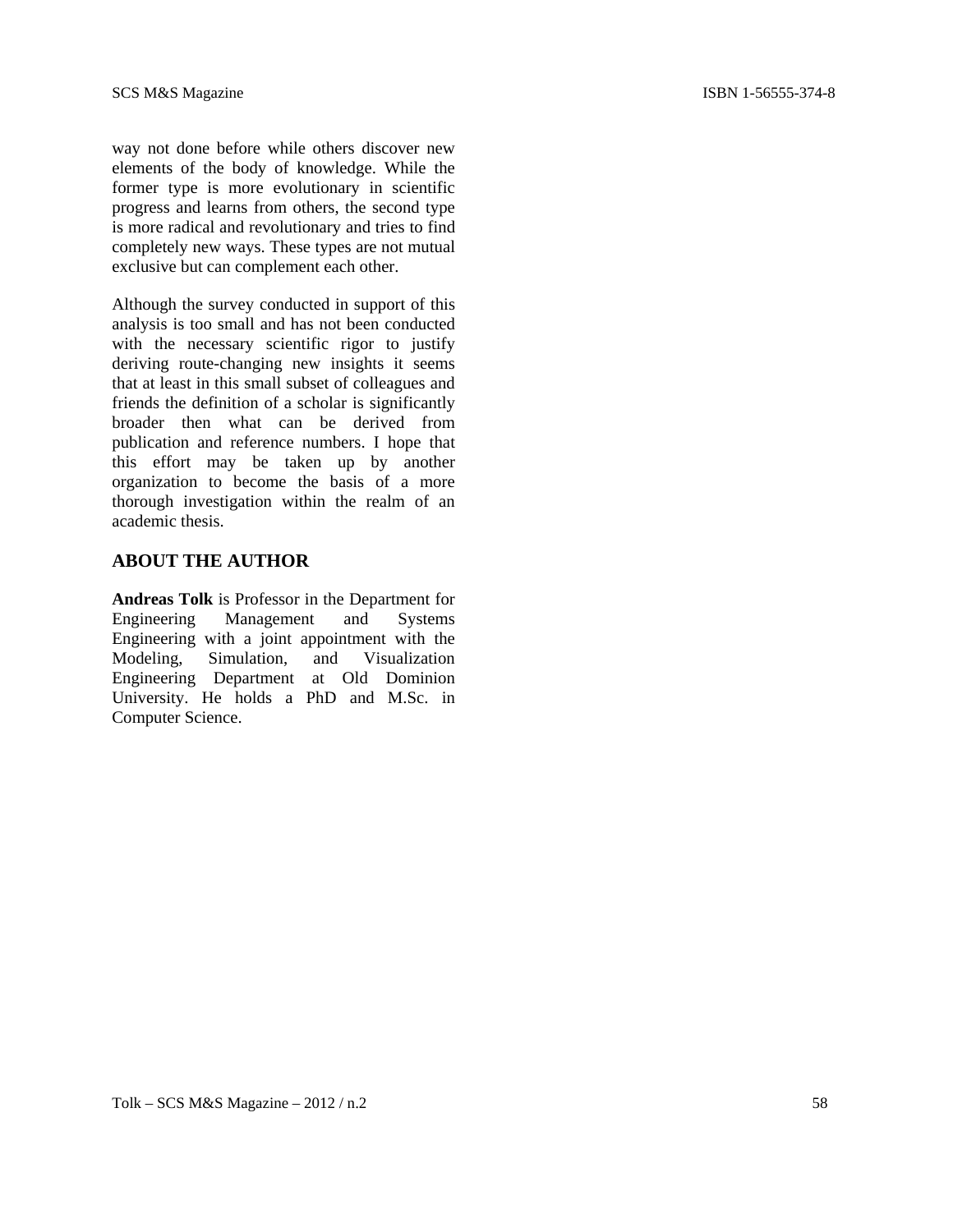way not done before while others discover new elements of the body of knowledge. While the former type is more evolutionary in scientific progress and learns from others, the second type is more radical and revolutionary and tries to find completely new ways. These types are not mutual exclusive but can complement each other.

Although the survey conducted in support of this analysis is too small and has not been conducted with the necessary scientific rigor to justify deriving route-changing new insights it seems that at least in this small subset of colleagues and friends the definition of a scholar is significantly broader then what can be derived from publication and reference numbers. I hope that this effort may be taken up by another organization to become the basis of a more thorough investigation within the realm of an academic thesis.

## ABOUT THE AUTHOR

**Andreas Tolk** is Professor in the Department for Engineering Management and Systems Engineering with a joint appointment with the Modeling, Simulation, and Visualization Engineering Department at Old Dominion University. He holds a PhD and M.Sc. in Computer Science.